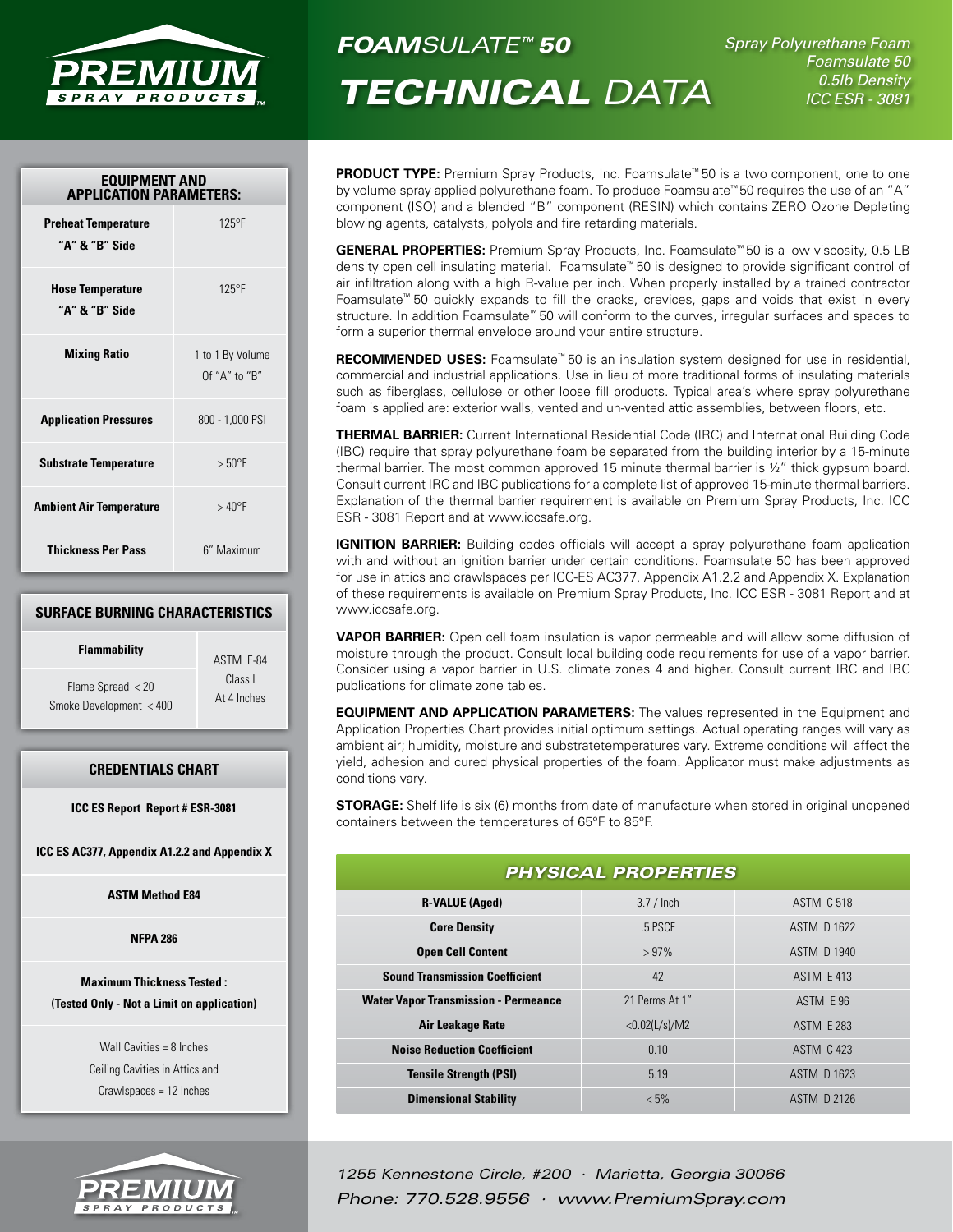# FOAMSULATE™ 50 TECHNICAL DATA

*Spray Polyurethane Foam*
*Foamsulate 50*
*0.5lb Density*
*ICC ESR - 3081*

**PRODUCT TYPE:** Premium Spray Products, Inc. Foamsulate™ 50 is a two component, one to one by volume spray applied polyurethane foam. To produce Foamsulate™ 50 requires the use of an "A" component (ISO) and a blended "B" component (RESIN) which contains ZERO Ozone Depleting blowing agents, catalysts, polyols and fire retarding materials.

**GENERAL PROPERTIES:** Premium Spray Products, Inc. Foamsulate™ 50 is a low viscosity, 0.5 LB density open cell insulating material. Foamsulate™ 50 is designed to provide significant control of air infiltration along with a high R-value per inch. When properly installed by a trained contractor Foamsulate™ 50 quickly expands to fill the cracks, crevices, gaps and voids that exist in every structure. In addition Foamsulate™ 50 will conform to the curves, irregular surfaces and spaces to form a superior thermal envelope around your entire structure.

**RECOMMENDED USES:** Foamsulate™ 50 is an insulation system designed for use in residential, commercial and industrial applications. Use in lieu of more traditional forms of insulating materials such as fiberglass, cellulose or other loose fill products. Typical area's where spray polyurethane foam is applied are: exterior walls, vented and un-vented attic assemblies, between floors, etc.

**THERMAL BARRIER:** Current International Residential Code (IRC) and International Building Code (IBC) require that spray polyurethane foam be separated from the building interior by a 15-minute thermal barrier. The most common approved 15 minute thermal barrier is ½" thick gypsum board. Consult current IRC and IBC publications for a complete list of approved 15-minute thermal barriers. Explanation of the thermal barrier requirement is available on Premium Spray Products, Inc. ICC ESR - 3081 Report and at www.iccsafe.org.

**IGNITION BARRIER:** Building codes officials will accept a spray polyurethane foam application with and without an ignition barrier under certain conditions. Foamsulate 50 has been approved for use in attics and crawlspaces per ICC-ES AC377, Appendix A1.2.2 and Appendix X. Explanation of these requirements is available on Premium Spray Products, Inc. ICC ESR - 3081 Report and at www.iccsafe.org.

**VAPOR BARRIER:** Open cell foam insulation is vapor permeable and will allow some diffusion of moisture through the product. Consult local building code requirements for use of a vapor barrier. Consider using a vapor barrier in U.S. climate zones 4 and higher. Consult current IRC and IBC publications for climate zone tables.

**EQUIPMENT AND APPLICATION PARAMETERS:** The values represented in the Equipment and Application Properties Chart provides initial optimum settings. Actual operating ranges will vary as ambient air; humidity, moisture and substratetemperatures vary. Extreme conditions will affect the yield, adhesion and cured physical properties of the foam. Applicator must make adjustments as conditions vary.

**STORAGE:** Shelf life is six (6) months from date of manufacture when stored in original unopened containers between the temperatures of 65°F to 85°F.

## EQUIPMENT AND APPLICATION PARAMETERS:

| Parameter | Value |
|---|---|
| Preheat Temperature "A" & "B" Side | 125°F |
| Hose Temperature "A" & "B" Side | 125°F |
| Mixing Ratio | 1 to 1 By Volume Of "A" to "B" |
| Application Pressures | 800 - 1,000 PSI |
| Substrate Temperature | > 50°F |
| Ambient Air Temperature | > 40°F |
| Thickness Per Pass | 6" Maximum |

## SURFACE BURNING CHARACTERISTICS

| Flammability | ASTM E-84 Class I At 4 Inches |
|---|---|
| Flame Spread < 20<br>Smoke Development < 400 | |

## CREDENTIALS CHART

- ICC ES Report Report # ESR-3081
- ICC ES AC377, Appendix A1.2.2 and Appendix X
- ASTM Method E84
- NFPA 286
- **Maximum Thickness Tested : (Tested Only - Not a Limit on application)**
  - Wall Cavities = 8 Inches
  - Ceiling Cavities in Attics and Crawlspaces = 12 Inches

## PHYSICAL PROPERTIES

| Property | Value | Test Method |
|---|---|---|
| R-VALUE (Aged) | 3.7 / Inch | ASTM C 518 |
| Core Density | .5 PSCF | ASTM D 1622 |
| Open Cell Content | > 97% | ASTM D 1940 |
| Sound Transmission Coefficient | 42 | ASTM E 413 |
| Water Vapor Transmission - Permeance | 21 Perms At 1" | ASTM E 96 |
| Air Leakage Rate | <0.02(L/s)/M2 | ASTM E 283 |
| Noise Reduction Coefficient | 0.10 | ASTM C 423 |
| Tensile Strength (PSI) | 5.19 | ASTM D 1623 |
| Dimensional Stability | < 5% | ASTM D 2126 |

*1255 Kennestone Circle, #200 · Marietta, Georgia 30066*
*Phone: 770.528.9556 · www.PremiumSpray.com*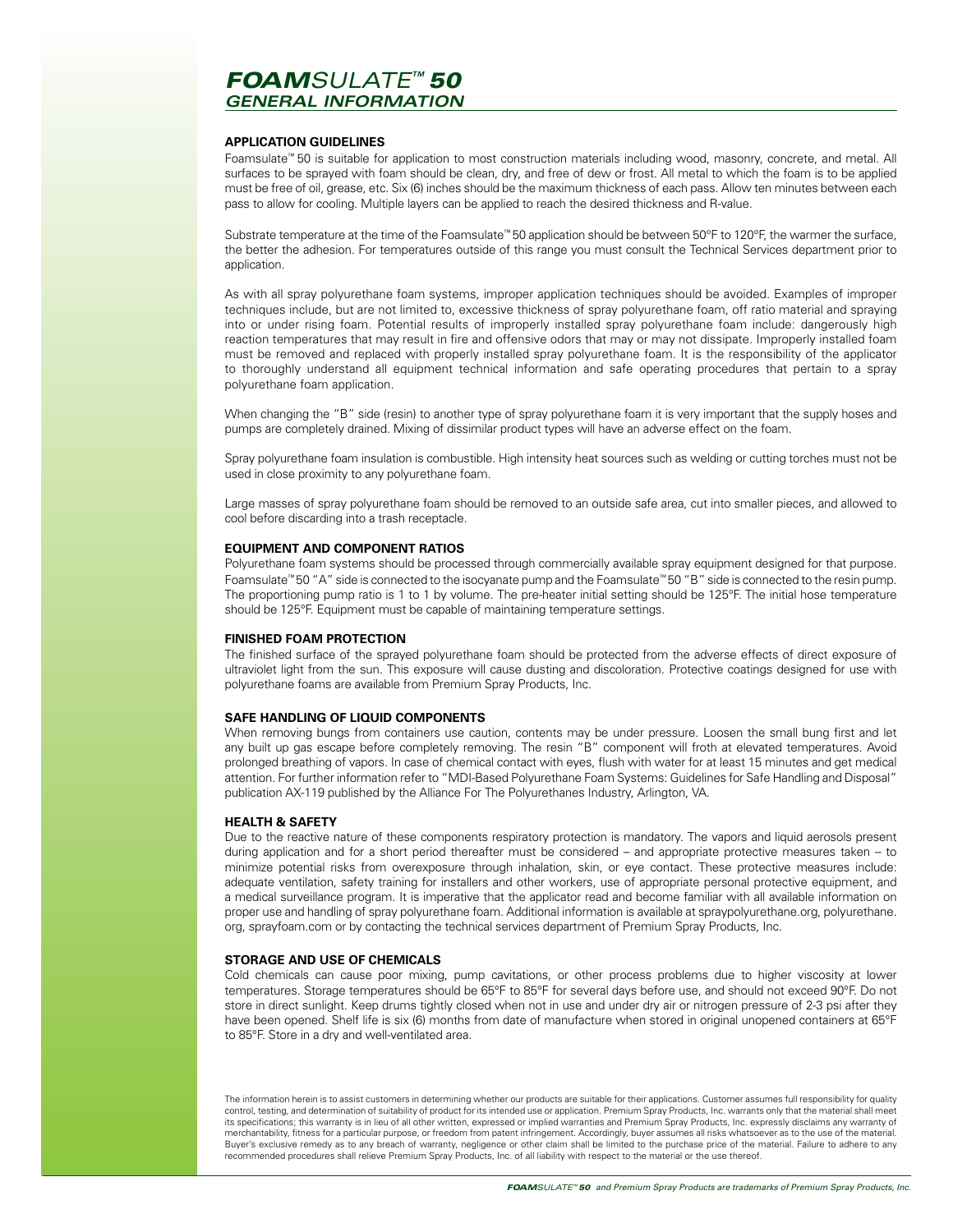# *FOAMSULATE™ 50*
## *GENERAL INFORMATION*

### APPLICATION GUIDELINES

Foamsulate™ 50 is suitable for application to most construction materials including wood, masonry, concrete, and metal. All surfaces to be sprayed with foam should be clean, dry, and free of dew or frost. All metal to which the foam is to be applied must be free of oil, grease, etc. Six (6) inches should be the maximum thickness of each pass. Allow ten minutes between each pass to allow for cooling. Multiple layers can be applied to reach the desired thickness and R-value.

Substrate temperature at the time of the Foamsulate™ 50 application should be between 50°F to 120°F, the warmer the surface, the better the adhesion. For temperatures outside of this range you must consult the Technical Services department prior to application.

As with all spray polyurethane foam systems, improper application techniques should be avoided. Examples of improper techniques include, but are not limited to, excessive thickness of spray polyurethane foam, off ratio material and spraying into or under rising foam. Potential results of improperly installed spray polyurethane foam include: dangerously high reaction temperatures that may result in fire and offensive odors that may or may not dissipate. Improperly installed foam must be removed and replaced with properly installed spray polyurethane foam. It is the responsibility of the applicator to thoroughly understand all equipment technical information and safe operating procedures that pertain to a spray polyurethane foam application.

When changing the "B" side (resin) to another type of spray polyurethane foam it is very important that the supply hoses and pumps are completely drained. Mixing of dissimilar product types will have an adverse effect on the foam.

Spray polyurethane foam insulation is combustible. High intensity heat sources such as welding or cutting torches must not be used in close proximity to any polyurethane foam.

Large masses of spray polyurethane foam should be removed to an outside safe area, cut into smaller pieces, and allowed to cool before discarding into a trash receptacle.

### EQUIPMENT AND COMPONENT RATIOS

Polyurethane foam systems should be processed through commercially available spray equipment designed for that purpose. Foamsulate™ 50 "A" side is connected to the isocyanate pump and the Foamsulate™ 50 "B" side is connected to the resin pump. The proportioning pump ratio is 1 to 1 by volume. The pre-heater initial setting should be 125°F. The initial hose temperature should be 125°F. Equipment must be capable of maintaining temperature settings.

### FINISHED FOAM PROTECTION

The finished surface of the sprayed polyurethane foam should be protected from the adverse effects of direct exposure of ultraviolet light from the sun. This exposure will cause dusting and discoloration. Protective coatings designed for use with polyurethane foams are available from Premium Spray Products, Inc.

### SAFE HANDLING OF LIQUID COMPONENTS

When removing bungs from containers use caution, contents may be under pressure. Loosen the small bung first and let any built up gas escape before completely removing. The resin "B" component will froth at elevated temperatures. Avoid prolonged breathing of vapors. In case of chemical contact with eyes, flush with water for at least 15 minutes and get medical attention. For further information refer to "MDI-Based Polyurethane Foam Systems: Guidelines for Safe Handling and Disposal" publication AX-119 published by the Alliance For The Polyurethanes Industry, Arlington, VA.

### HEALTH & SAFETY

Due to the reactive nature of these components respiratory protection is mandatory. The vapors and liquid aerosols present during application and for a short period thereafter must be considered – and appropriate protective measures taken – to minimize potential risks from overexposure through inhalation, skin, or eye contact. These protective measures include: adequate ventilation, safety training for installers and other workers, use of appropriate personal protective equipment, and a medical surveillance program. It is imperative that the applicator read and become familiar with all available information on proper use and handling of spray polyurethane foam. Additional information is available at spraypolyurethane.org, polyurethane.org, sprayfoam.com or by contacting the technical services department of Premium Spray Products, Inc.

### STORAGE AND USE OF CHEMICALS

Cold chemicals can cause poor mixing, pump cavitations, or other process problems due to higher viscosity at lower temperatures. Storage temperatures should be 65°F to 85°F for several days before use, and should not exceed 90°F. Do not store in direct sunlight. Keep drums tightly closed when not in use and under dry air or nitrogen pressure of 2-3 psi after they have been opened. Shelf life is six (6) months from date of manufacture when stored in original unopened containers at 65°F to 85°F. Store in a dry and well-ventilated area.

The information herein is to assist customers in determining whether our products are suitable for their applications. Customer assumes full responsibility for quality control, testing, and determination of suitability of product for its intended use or application. Premium Spray Products, Inc. warrants only that the material shall meet its specifications; this warranty is in lieu of all other written, expressed or implied warranties and Premium Spray Products, Inc. expressly disclaims any warranty of merchantability, fitness for a particular purpose, or freedom from patent infringement. Accordingly, buyer assumes all risks whatsoever as to the use of the material. Buyer's exclusive remedy as to any breach of warranty, negligence or other claim shall be limited to the purchase price of the material. Failure to adhere to any recommended procedures shall relieve Premium Spray Products, Inc. of all liability with respect to the material or the use thereof.

*FOAMSULATE™ 50 and Premium Spray Products are trademarks of Premium Spray Products, Inc.*